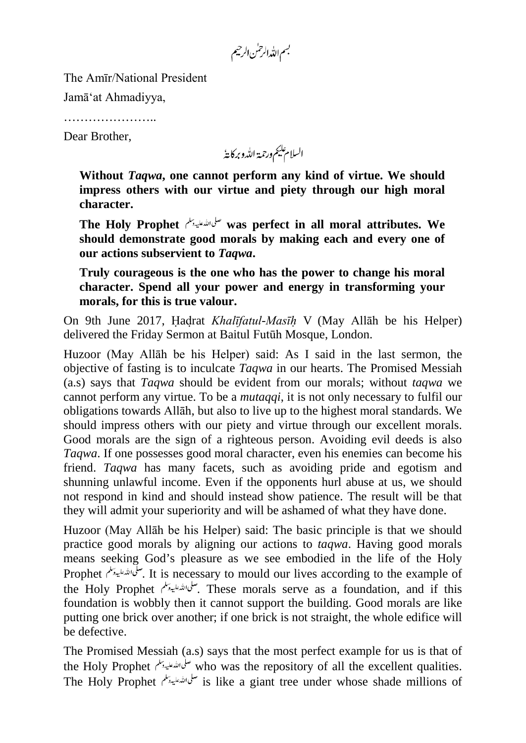بسم اللہ الرحمٰن الرحیم

The Amīr/National President

Jamā'at Ahmadiyya,

…………………..

Dear Brother,

السلام علیکم ورحمۃ اللہ وبرکاتہٗ

> **Without *Taqwa*, one cannot perform any kind of virtue. We should impress others with our virtue and piety through our high moral character.**
>
> **The Holy Prophet ﷺ was perfect in all moral attributes. We should demonstrate good morals by making each and every one of our actions subservient to *Taqwa*.**
>
> **Truly courageous is the one who has the power to change his moral character. Spend all your power and energy in transforming your morals, for this is true valour.**

On 9th June 2017, Ḥaḍrat *Khalīfatul-Masīḥ* V (May Allāh be his Helper) delivered the Friday Sermon at Baitul Futūh Mosque, London.

Huzoor (May Allāh be his Helper) said: As I said in the last sermon, the objective of fasting is to inculcate *Taqwa* in our hearts. The Promised Messiah (a.s) says that *Taqwa* should be evident from our morals; without *taqwa* we cannot perform any virtue. To be a *mutaqqi*, it is not only necessary to fulfil our obligations towards Allāh, but also to live up to the highest moral standards. We should impress others with our piety and virtue through our excellent morals. Good morals are the sign of a righteous person. Avoiding evil deeds is also *Taqwa*. If one possesses good moral character, even his enemies can become his friend. *Taqwa* has many facets, such as avoiding pride and egotism and shunning unlawful income. Even if the opponents hurl abuse at us, we should not respond in kind and should instead show patience. The result will be that they will admit your superiority and will be ashamed of what they have done.

Huzoor (May Allāh be his Helper) said: The basic principle is that we should practice good morals by aligning our actions to *taqwa*. Having good morals means seeking God's pleasure as we see embodied in the life of the Holy Prophet ﷺ. It is necessary to mould our lives according to the example of the Holy Prophet ﷺ. These morals serve as a foundation, and if this foundation is wobbly then it cannot support the building. Good morals are like putting one brick over another; if one brick is not straight, the whole edifice will be defective.

The Promised Messiah (a.s) says that the most perfect example for us is that of the Holy Prophet ﷺ who was the repository of all the excellent qualities. The Holy Prophet ﷺ is like a giant tree under whose shade millions of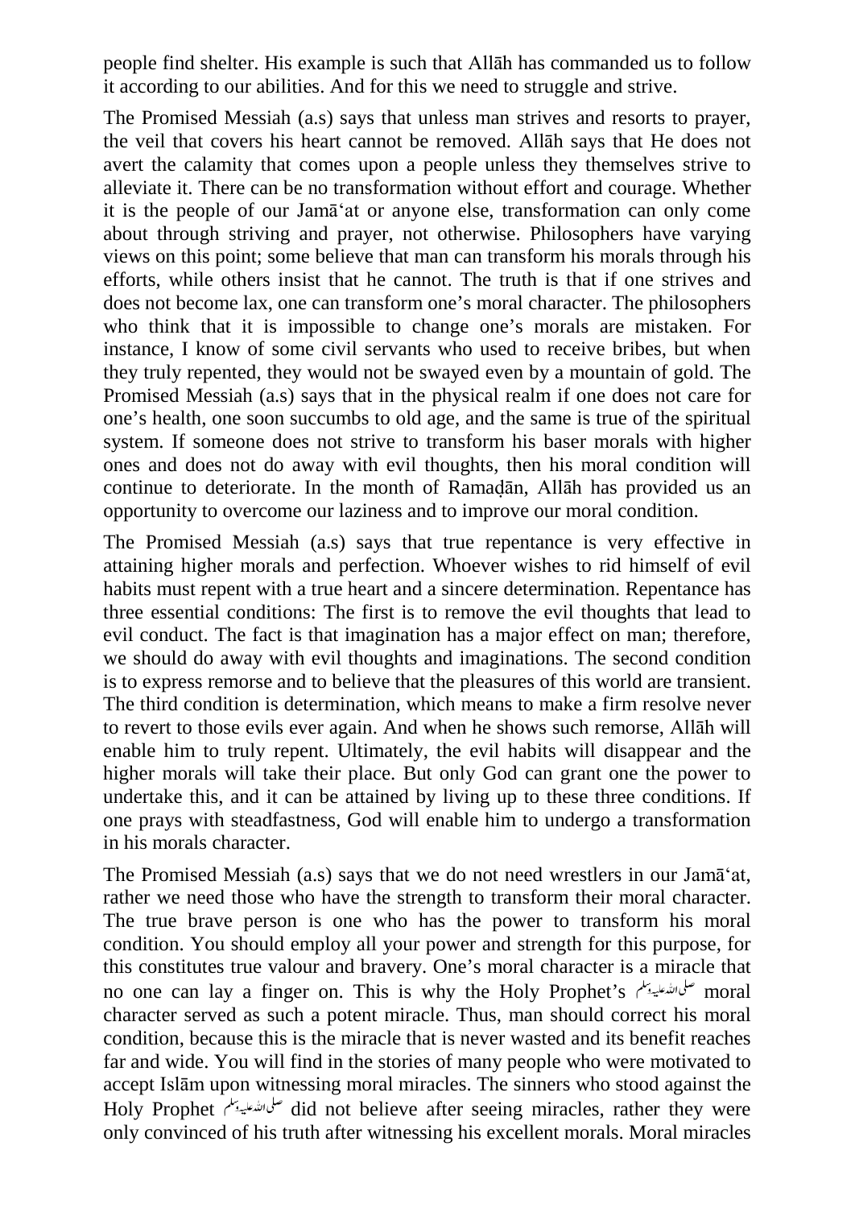people find shelter. His example is such that Allāh has commanded us to follow it according to our abilities. And for this we need to struggle and strive.

The Promised Messiah (a.s) says that unless man strives and resorts to prayer, the veil that covers his heart cannot be removed. Allāh says that He does not avert the calamity that comes upon a people unless they themselves strive to alleviate it. There can be no transformation without effort and courage. Whether it is the people of our Jamā'at or anyone else, transformation can only come about through striving and prayer, not otherwise. Philosophers have varying views on this point; some believe that man can transform his morals through his efforts, while others insist that he cannot. The truth is that if one strives and does not become lax, one can transform one's moral character. The philosophers who think that it is impossible to change one's morals are mistaken. For instance, I know of some civil servants who used to receive bribes, but when they truly repented, they would not be swayed even by a mountain of gold. The Promised Messiah (a.s) says that in the physical realm if one does not care for one's health, one soon succumbs to old age, and the same is true of the spiritual system. If someone does not strive to transform his baser morals with higher ones and does not do away with evil thoughts, then his moral condition will continue to deteriorate. In the month of Ramaḍān, Allāh has provided us an opportunity to overcome our laziness and to improve our moral condition.

The Promised Messiah (a.s) says that true repentance is very effective in attaining higher morals and perfection. Whoever wishes to rid himself of evil habits must repent with a true heart and a sincere determination. Repentance has three essential conditions: The first is to remove the evil thoughts that lead to evil conduct. The fact is that imagination has a major effect on man; therefore, we should do away with evil thoughts and imaginations. The second condition is to express remorse and to believe that the pleasures of this world are transient. The third condition is determination, which means to make a firm resolve never to revert to those evils ever again. And when he shows such remorse, Allāh will enable him to truly repent. Ultimately, the evil habits will disappear and the higher morals will take their place. But only God can grant one the power to undertake this, and it can be attained by living up to these three conditions. If one prays with steadfastness, God will enable him to undergo a transformation in his morals character.

The Promised Messiah (a.s) says that we do not need wrestlers in our Jamā'at, rather we need those who have the strength to transform their moral character. The true brave person is one who has the power to transform his moral condition. You should employ all your power and strength for this purpose, for this constitutes true valour and bravery. One's moral character is a miracle that no one can lay a finger on. This is why the Holy Prophet's صلی اللہ علیہ وسلم moral character served as such a potent miracle. Thus, man should correct his moral condition, because this is the miracle that is never wasted and its benefit reaches far and wide. You will find in the stories of many people who were motivated to accept Islām upon witnessing moral miracles. The sinners who stood against the Holy Prophet صلی اللہ علیہ وسلم did not believe after seeing miracles, rather they were only convinced of his truth after witnessing his excellent morals. Moral miracles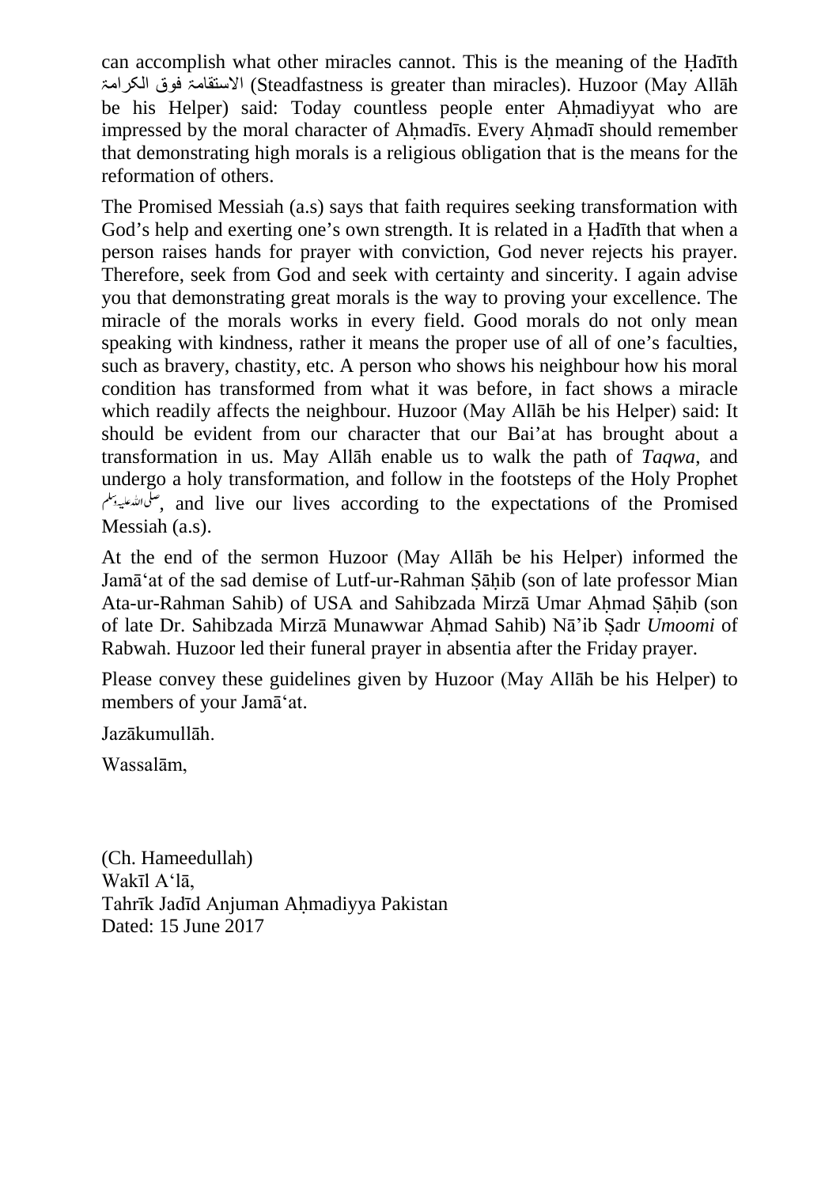can accomplish what other miracles cannot. This is the meaning of the Ḥadīth الاستقامة فوق الكرامة (Steadfastness is greater than miracles). Huzoor (May Allāh be his Helper) said: Today countless people enter Aḥmadiyyat who are impressed by the moral character of Aḥmadīs. Every Aḥmadī should remember that demonstrating high morals is a religious obligation that is the means for the reformation of others.

The Promised Messiah (a.s) says that faith requires seeking transformation with God's help and exerting one's own strength. It is related in a Ḥadīth that when a person raises hands for prayer with conviction, God never rejects his prayer. Therefore, seek from God and seek with certainty and sincerity. I again advise you that demonstrating great morals is the way to proving your excellence. The miracle of the morals works in every field. Good morals do not only mean speaking with kindness, rather it means the proper use of all of one's faculties, such as bravery, chastity, etc. A person who shows his neighbour how his moral condition has transformed from what it was before, in fact shows a miracle which readily affects the neighbour. Huzoor (May Allāh be his Helper) said: It should be evident from our character that our Bai'at has brought about a transformation in us. May Allāh enable us to walk the path of *Taqwa*, and undergo a holy transformation, and follow in the footsteps of the Holy Prophet صلی اللہ علیہ وسلم, and live our lives according to the expectations of the Promised Messiah (a.s).

At the end of the sermon Huzoor (May Allāh be his Helper) informed the Jamā'at of the sad demise of Lutf-ur-Rahman Ṣāḥib (son of late professor Mian Ata-ur-Rahman Sahib) of USA and Sahibzada Mirzā Umar Aḥmad Ṣāḥib (son of late Dr. Sahibzada Mirzā Munawwar Aḥmad Sahib) Nā'ib Ṣadr *Umoomi* of Rabwah. Huzoor led their funeral prayer in absentia after the Friday prayer.

Please convey these guidelines given by Huzoor (May Allāh be his Helper) to members of your Jamā'at.

Jazākumullāh.

Wassalām,

(Ch. Hameedullah)
Wakīl A'lā,
Tahrīk Jadīd Anjuman Aḥmadiyya Pakistan
Dated: 15 June 2017